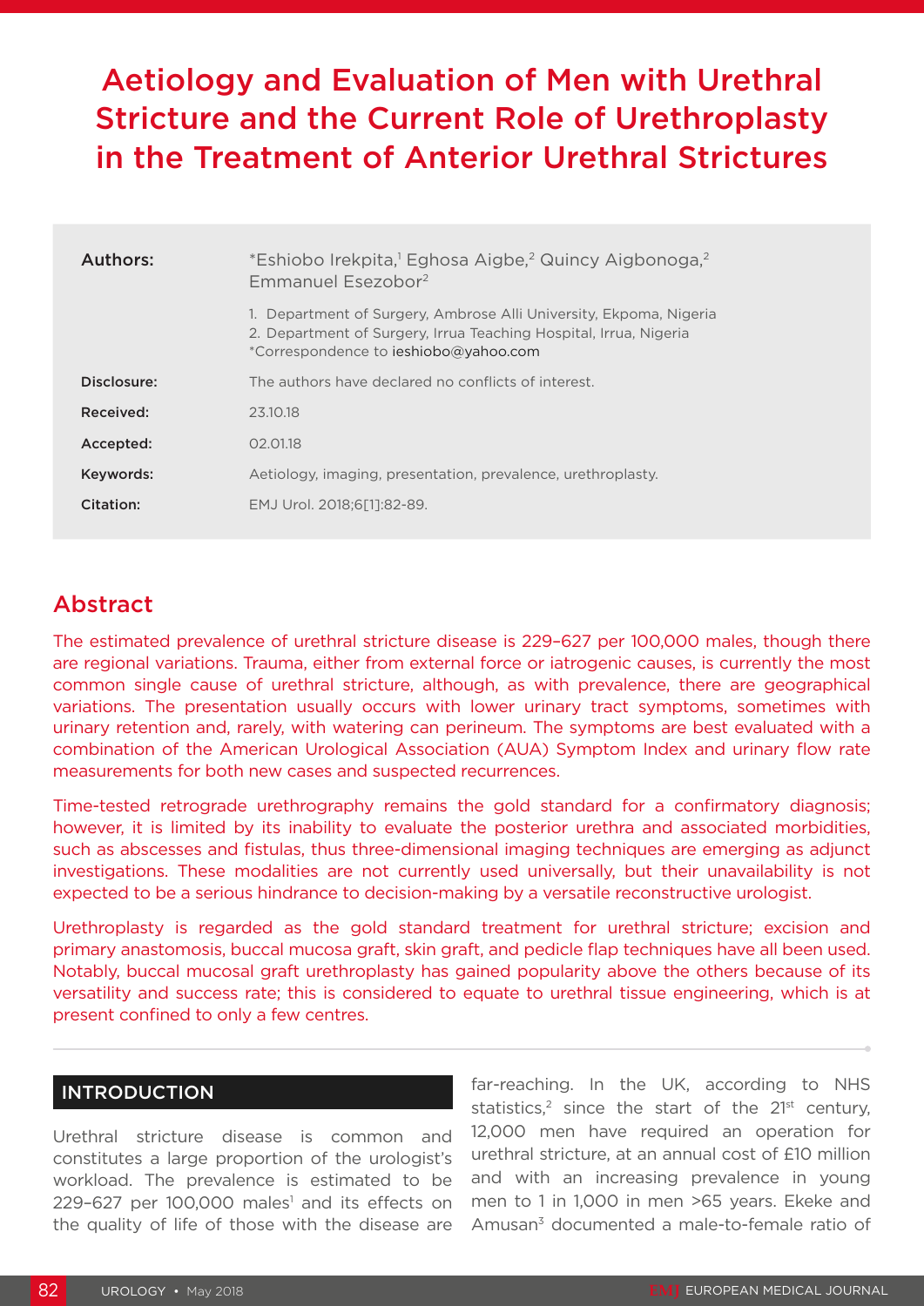# Aetiology and Evaluation of Men with Urethral Stricture and the Current Role of Urethroplasty in the Treatment of Anterior Urethral Strictures

| | |
|---|---|
| **Authors:** | *Eshiobo Irekpita,[1] Eghosa Aigbe,[2] Quincy Aigbonoga,[2] Emmanuel Esezobor[2] <br> 1. Department of Surgery, Ambrose Alli University, Ekpoma, Nigeria <br> 2. Department of Surgery, Irrua Teaching Hospital, Irrua, Nigeria <br> *Correspondence to ieshiobo@yahoo.com |
| **Disclosure:** | The authors have declared no conflicts of interest. |
| **Received:** | 23.10.18 |
| **Accepted:** | 02.01.18 |
| **Keywords:** | Aetiology, imaging, presentation, prevalence, urethroplasty. |
| **Citation:** | EMJ Urol. 2018;6[1]:82-89. |

## Abstract

The estimated prevalence of urethral stricture disease is 229–627 per 100,000 males, though there are regional variations. Trauma, either from external force or iatrogenic causes, is currently the most common single cause of urethral stricture, although, as with prevalence, there are geographical variations. The presentation usually occurs with lower urinary tract symptoms, sometimes with urinary retention and, rarely, with watering can perineum. The symptoms are best evaluated with a combination of the American Urological Association (AUA) Symptom Index and urinary flow rate measurements for both new cases and suspected recurrences.

Time-tested retrograde urethrography remains the gold standard for a confirmatory diagnosis; however, it is limited by its inability to evaluate the posterior urethra and associated morbidities, such as abscesses and fistulas, thus three-dimensional imaging techniques are emerging as adjunct investigations. These modalities are not currently used universally, but their unavailability is not expected to be a serious hindrance to decision-making by a versatile reconstructive urologist.

Urethroplasty is regarded as the gold standard treatment for urethral stricture; excision and primary anastomosis, buccal mucosa graft, skin graft, and pedicle flap techniques have all been used. Notably, buccal mucosal graft urethroplasty has gained popularity above the others because of its versatility and success rate; this is considered to equate to urethral tissue engineering, which is at present confined to only a few centres.

## INTRODUCTION

Urethral stricture disease is common and constitutes a large proportion of the urologist's workload. The prevalence is estimated to be 229–627 per 100,000 males[1] and its effects on the quality of life of those with the disease are far-reaching. In the UK, according to NHS statistics,[2] since the start of the 21st century, 12,000 men have required an operation for urethral stricture, at an annual cost of £10 million and with an increasing prevalence in young men to 1 in 1,000 in men >65 years. Ekeke and Amusan[3] documented a male-to-female ratio of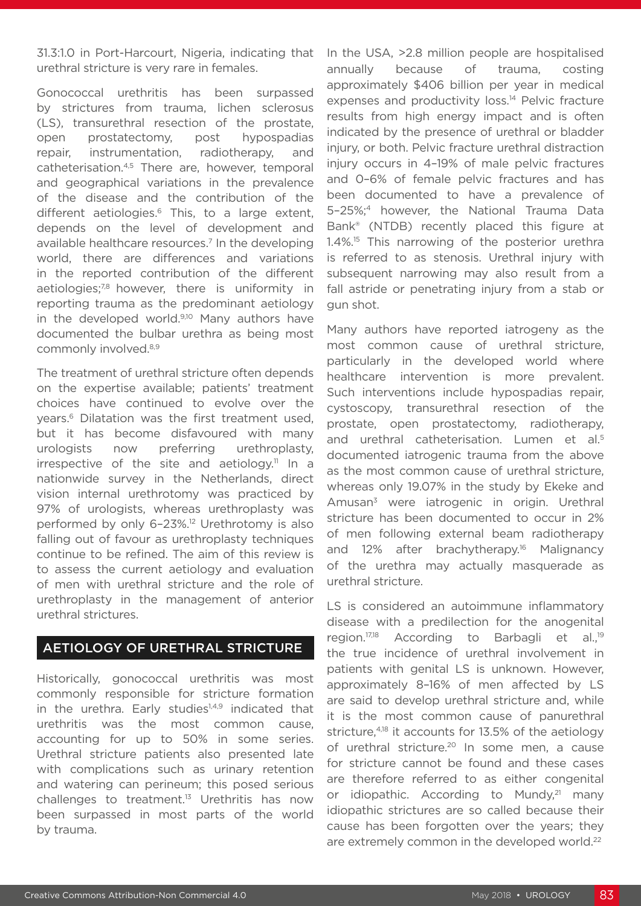31.3:1.0 in Port-Harcourt, Nigeria, indicating that urethral stricture is very rare in females.

Gonococcal urethritis has been surpassed by strictures from trauma, lichen sclerosus (LS), transurethral resection of the prostate, open prostatectomy, post hypospadias repair, instrumentation, radiotherapy, and catheterisation.[4,5] There are, however, temporal and geographical variations in the prevalence of the disease and the contribution of the different aetiologies.[6] This, to a large extent, depends on the level of development and available healthcare resources.[7] In the developing world, there are differences and variations in the reported contribution of the different aetiologies;[7,8] however, there is uniformity in reporting trauma as the predominant aetiology in the developed world.[9,10] Many authors have documented the bulbar urethra as being most commonly involved.[8,9]

The treatment of urethral stricture often depends on the expertise available; patients' treatment choices have continued to evolve over the years.[6] Dilatation was the first treatment used, but it has become disfavoured with many urologists now preferring urethroplasty, irrespective of the site and aetiology.[11] In a nationwide survey in the Netherlands, direct vision internal urethrotomy was practiced by 97% of urologists, whereas urethroplasty was performed by only 6–23%.[12] Urethrotomy is also falling out of favour as urethroplasty techniques continue to be refined. The aim of this review is to assess the current aetiology and evaluation of men with urethral stricture and the role of urethroplasty in the management of anterior urethral strictures.

## AETIOLOGY OF URETHRAL STRICTURE

Historically, gonococcal urethritis was most commonly responsible for stricture formation in the urethra. Early studies[1,4,9] indicated that urethritis was the most common cause, accounting for up to 50% in some series. Urethral stricture patients also presented late with complications such as urinary retention and watering can perineum; this posed serious challenges to treatment.[13] Urethritis has now been surpassed in most parts of the world by trauma.

In the USA, >2.8 million people are hospitalised annually because of trauma, costing approximately $406 billion per year in medical expenses and productivity loss.[14] Pelvic fracture results from high energy impact and is often indicated by the presence of urethral or bladder injury, or both. Pelvic fracture urethral distraction injury occurs in 4–19% of male pelvic fractures and 0–6% of female pelvic fractures and has been documented to have a prevalence of 5–25%;[4] however, the National Trauma Data Bank® (NTDB) recently placed this figure at 1.4%.[15] This narrowing of the posterior urethra is referred to as stenosis. Urethral injury with subsequent narrowing may also result from a fall astride or penetrating injury from a stab or gun shot.

Many authors have reported iatrogeny as the most common cause of urethral stricture, particularly in the developed world where healthcare intervention is more prevalent. Such interventions include hypospadias repair, cystoscopy, transurethral resection of the prostate, open prostatectomy, radiotherapy, and urethral catheterisation. Lumen et al.[5] documented iatrogenic trauma from the above as the most common cause of urethral stricture, whereas only 19.07% in the study by Ekeke and Amusan[3] were iatrogenic in origin. Urethral stricture has been documented to occur in 2% of men following external beam radiotherapy and 12% after brachytherapy.[16] Malignancy of the urethra may actually masquerade as urethral stricture.

LS is considered an autoimmune inflammatory disease with a predilection for the anogenital region.[17,18] According to Barbagli et al.,[19] the true incidence of urethral involvement in patients with genital LS is unknown. However, approximately 8–16% of men affected by LS are said to develop urethral stricture and, while it is the most common cause of panurethral stricture,[4,18] it accounts for 13.5% of the aetiology of urethral stricture.[20] In some men, a cause for stricture cannot be found and these cases are therefore referred to as either congenital or idiopathic. According to Mundy,[21] many idiopathic strictures are so called because their cause has been forgotten over the years; they are extremely common in the developed world.[22]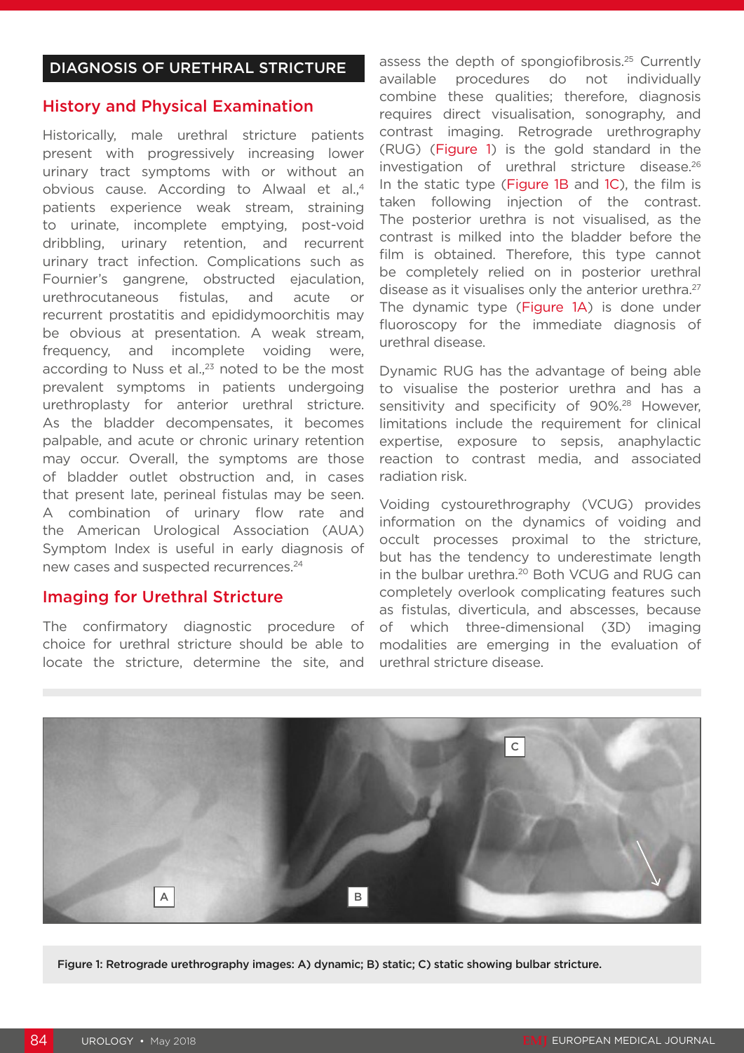## DIAGNOSIS OF URETHRAL STRUCTURE

### History and Physical Examination

Historically, male urethral stricture patients present with progressively increasing lower urinary tract symptoms with or without an obvious cause. According to Alwaal et al.,[4] patients experience weak stream, straining to urinate, incomplete emptying, post-void dribbling, urinary retention, and recurrent urinary tract infection. Complications such as Fournier's gangrene, obstructed ejaculation, urethrocutaneous fistulas, and acute or recurrent prostatitis and epididymoorchitis may be obvious at presentation. A weak stream, frequency, and incomplete voiding were, according to Nuss et al.,[23] noted to be the most prevalent symptoms in patients undergoing urethroplasty for anterior urethral stricture. As the bladder decompensates, it becomes palpable, and acute or chronic urinary retention may occur. Overall, the symptoms are those of bladder outlet obstruction and, in cases that present late, perineal fistulas may be seen. A combination of urinary flow rate and the American Urological Association (AUA) Symptom Index is useful in early diagnosis of new cases and suspected recurrences.[24]

### Imaging for Urethral Stricture

The confirmatory diagnostic procedure of choice for urethral stricture should be able to locate the stricture, determine the site, and assess the depth of spongiofibrosis.[25] Currently available procedures do not individually combine these qualities; therefore, diagnosis requires direct visualisation, sonography, and contrast imaging. Retrograde urethrography (RUG) (Figure 1) is the gold standard in the investigation of urethral stricture disease.[26] In the static type (Figure 1B and 1C), the film is taken following injection of the contrast. The posterior urethra is not visualised, as the contrast is milked into the bladder before the film is obtained. Therefore, this type cannot be completely relied on in posterior urethral disease as it visualises only the anterior urethra.[27] The dynamic type (Figure 1A) is done under fluoroscopy for the immediate diagnosis of urethral disease.

Dynamic RUG has the advantage of being able to visualise the posterior urethra and has a sensitivity and specificity of 90%.[28] However, limitations include the requirement for clinical expertise, exposure to sepsis, anaphylactic reaction to contrast media, and associated radiation risk.

Voiding cystourethrography (VCUG) provides information on the dynamics of voiding and occult processes proximal to the stricture, but has the tendency to underestimate length in the bulbar urethra.[20] Both VCUG and RUG can completely overlook complicating features such as fistulas, diverticula, and abscesses, because of which three-dimensional (3D) imaging modalities are emerging in the evaluation of urethral stricture disease.

**Figure 1: Retrograde urethrography images: A) dynamic; B) static; C) static showing bulbar stricture.**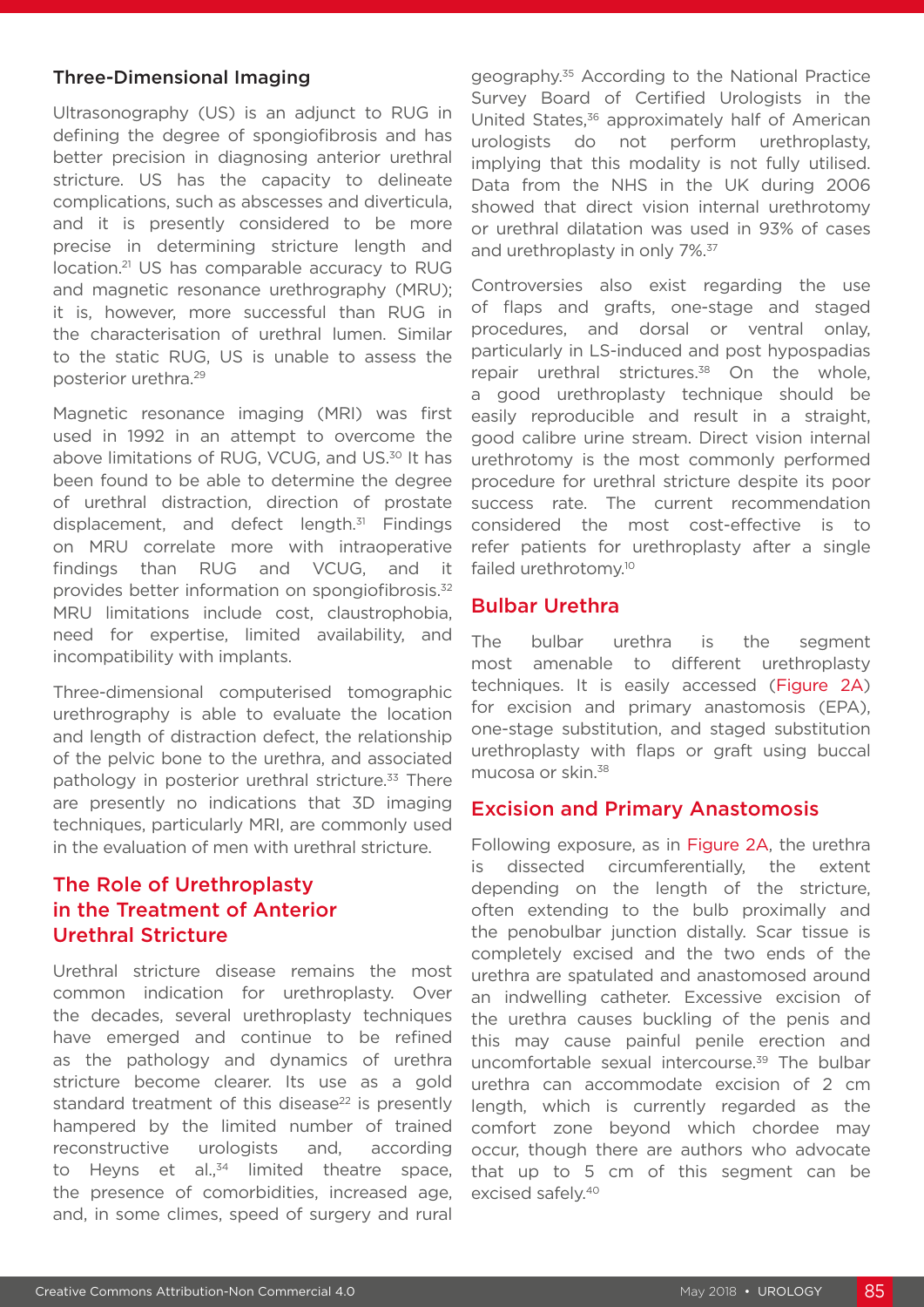### Three-Dimensional Imaging

Ultrasonography (US) is an adjunct to RUG in defining the degree of spongiofibrosis and has better precision in diagnosing anterior urethral stricture. US has the capacity to delineate complications, such as abscesses and diverticula, and it is presently considered to be more precise in determining stricture length and location.[21] US has comparable accuracy to RUG and magnetic resonance urethrography (MRU); it is, however, more successful than RUG in the characterisation of urethral lumen. Similar to the static RUG, US is unable to assess the posterior urethra.[29]

Magnetic resonance imaging (MRI) was first used in 1992 in an attempt to overcome the above limitations of RUG, VCUG, and US.[30] It has been found to be able to determine the degree of urethral distraction, direction of prostate displacement, and defect length.[31] Findings on MRU correlate more with intraoperative findings than RUG and VCUG, and it provides better information on spongiofibrosis.[32] MRU limitations include cost, claustrophobia, need for expertise, limited availability, and incompatibility with implants.

Three-dimensional computerised tomographic urethrography is able to evaluate the location and length of distraction defect, the relationship of the pelvic bone to the urethra, and associated pathology in posterior urethral stricture.[33] There are presently no indications that 3D imaging techniques, particularly MRI, are commonly used in the evaluation of men with urethral stricture.

## The Role of Urethroplasty in the Treatment of Anterior Urethral Stricture

Urethral stricture disease remains the most common indication for urethroplasty. Over the decades, several urethroplasty techniques have emerged and continue to be refined as the pathology and dynamics of urethra stricture become clearer. Its use as a gold standard treatment of this disease[22] is presently hampered by the limited number of trained reconstructive urologists and, according to Heyns et al.,[34] limited theatre space, the presence of comorbidities, increased age, and, in some climes, speed of surgery and rural geography.[35] According to the National Practice Survey Board of Certified Urologists in the United States,[36] approximately half of American urologists do not perform urethroplasty, implying that this modality is not fully utilised. Data from the NHS in the UK during 2006 showed that direct vision internal urethrotomy or urethral dilatation was used in 93% of cases and urethroplasty in only 7%.[37]

Controversies also exist regarding the use of flaps and grafts, one-stage and staged procedures, and dorsal or ventral onlay, particularly in LS-induced and post hypospadias repair urethral strictures.[38] On the whole, a good urethroplasty technique should be easily reproducible and result in a straight, good calibre urine stream. Direct vision internal urethrotomy is the most commonly performed procedure for urethral stricture despite its poor success rate. The current recommendation considered the most cost-effective is to refer patients for urethroplasty after a single failed urethrotomy.[10]

## Bulbar Urethra

The bulbar urethra is the segment most amenable to different urethroplasty techniques. It is easily accessed (Figure 2A) for excision and primary anastomosis (EPA), one-stage substitution, and staged substitution urethroplasty with flaps or graft using buccal mucosa or skin.[38]

## Excision and Primary Anastomosis

Following exposure, as in Figure 2A, the urethra is dissected circumferentially, the extent depending on the length of the stricture, often extending to the bulb proximally and the penobulbar junction distally. Scar tissue is completely excised and the two ends of the urethra are spatulated and anastomosed around an indwelling catheter. Excessive excision of the urethra causes buckling of the penis and this may cause painful penile erection and uncomfortable sexual intercourse.[39] The bulbar urethra can accommodate excision of 2 cm length, which is currently regarded as the comfort zone beyond which chordee may occur, though there are authors who advocate that up to 5 cm of this segment can be excised safely.[40]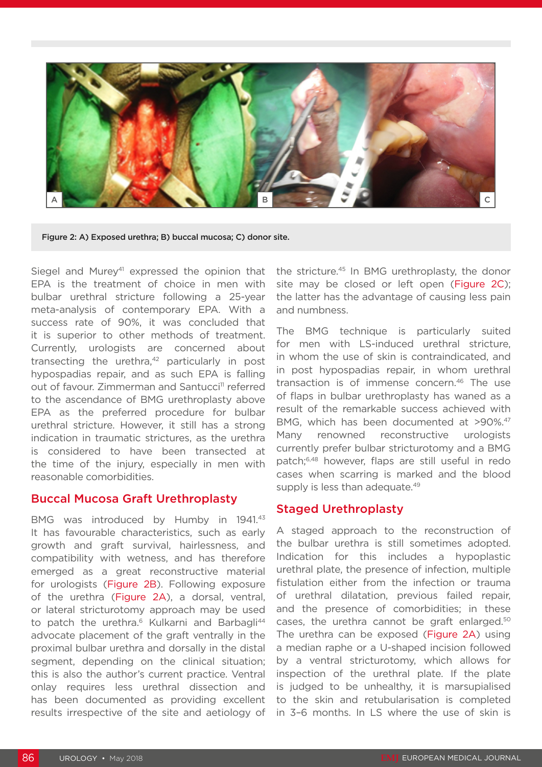Figure 2: A) Exposed urethra; B) buccal mucosa; C) donor site.

Siegel and Murey[41] expressed the opinion that EPA is the treatment of choice in men with bulbar urethral stricture following a 25-year meta-analysis of contemporary EPA. With a success rate of 90%, it was concluded that it is superior to other methods of treatment. Currently, urologists are concerned about transecting the urethra,[42] particularly in post hypospadias repair, and as such EPA is falling out of favour. Zimmerman and Santucci[11] referred to the ascendance of BMG urethroplasty above EPA as the preferred procedure for bulbar urethral stricture. However, it still has a strong indication in traumatic strictures, as the urethra is considered to have been transected at the time of the injury, especially in men with reasonable comorbidities.

## Buccal Mucosa Graft Urethroplasty

BMG was introduced by Humby in 1941.[43] It has favourable characteristics, such as early growth and graft survival, hairlessness, and compatibility with wetness, and has therefore emerged as a great reconstructive material for urologists (Figure 2B). Following exposure of the urethra (Figure 2A), a dorsal, ventral, or lateral stricturotomy approach may be used to patch the urethra.[6] Kulkarni and Barbagli[44] advocate placement of the graft ventrally in the proximal bulbar urethra and dorsally in the distal segment, depending on the clinical situation; this is also the author's current practice. Ventral onlay requires less urethral dissection and has been documented as providing excellent results irrespective of the site and aetiology of the stricture.[45] In BMG urethroplasty, the donor site may be closed or left open (Figure 2C); the latter has the advantage of causing less pain and numbness.

The BMG technique is particularly suited for men with LS-induced urethral stricture, in whom the use of skin is contraindicated, and in post hypospadias repair, in whom urethral transection is of immense concern.[46] The use of flaps in bulbar urethroplasty has waned as a result of the remarkable success achieved with BMG, which has been documented at >90%.[47] Many renowned reconstructive urologists currently prefer bulbar stricturotomy and a BMG patch;[6,48] however, flaps are still useful in redo cases when scarring is marked and the blood supply is less than adequate.[49]

## Staged Urethroplasty

A staged approach to the reconstruction of the bulbar urethra is still sometimes adopted. Indication for this includes a hypoplastic urethral plate, the presence of infection, multiple fistulation either from the infection or trauma of urethral dilatation, previous failed repair, and the presence of comorbidities; in these cases, the urethra cannot be graft enlarged.[50] The urethra can be exposed (Figure 2A) using a median raphe or a U-shaped incision followed by a ventral stricturotomy, which allows for inspection of the urethral plate. If the plate is judged to be unhealthy, it is marsupialised to the skin and retubularisation is completed in 3–6 months. In LS where the use of skin is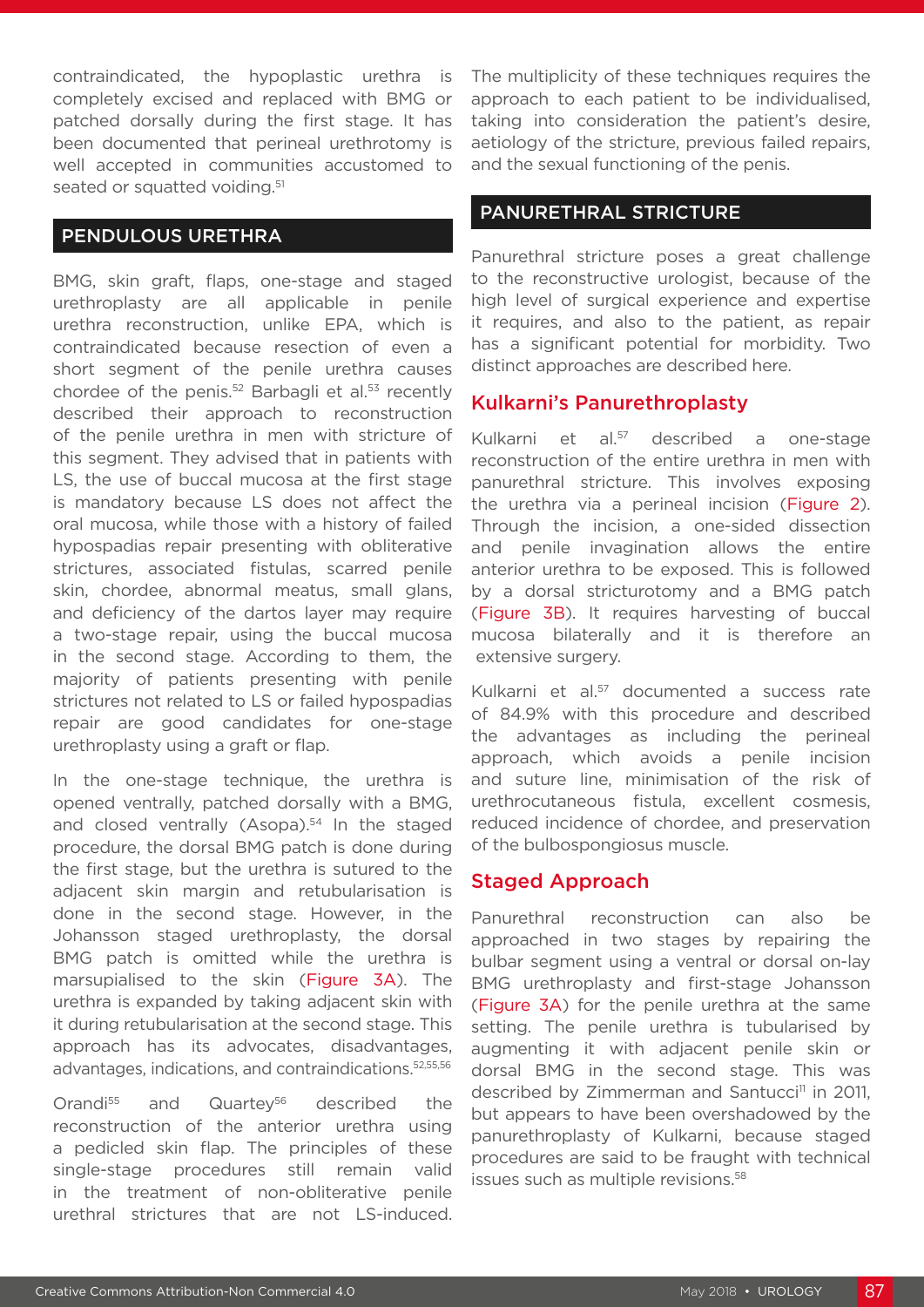contraindicated, the hypoplastic urethra is completely excised and replaced with BMG or patched dorsally during the first stage. It has been documented that perineal urethrotomy is well accepted in communities accustomed to seated or squatted voiding.[51]

## PENDULOUS URETHRA

BMG, skin graft, flaps, one-stage and staged urethroplasty are all applicable in penile urethra reconstruction, unlike EPA, which is contraindicated because resection of even a short segment of the penile urethra causes chordee of the penis.[52] Barbagli et al.[53] recently described their approach to reconstruction of the penile urethra in men with stricture of this segment. They advised that in patients with LS, the use of buccal mucosa at the first stage is mandatory because LS does not affect the oral mucosa, while those with a history of failed hypospadias repair presenting with obliterative strictures, associated fistulas, scarred penile skin, chordee, abnormal meatus, small glans, and deficiency of the dartos layer may require a two-stage repair, using the buccal mucosa in the second stage. According to them, the majority of patients presenting with penile strictures not related to LS or failed hypospadias repair are good candidates for one-stage urethroplasty using a graft or flap.

In the one-stage technique, the urethra is opened ventrally, patched dorsally with a BMG, and closed ventrally (Asopa).[54] In the staged procedure, the dorsal BMG patch is done during the first stage, but the urethra is sutured to the adjacent skin margin and retubularisation is done in the second stage. However, in the Johansson staged urethroplasty, the dorsal BMG patch is omitted while the urethra is marsupialised to the skin (Figure 3A). The urethra is expanded by taking adjacent skin with it during retubularisation at the second stage. This approach has its advocates, disadvantages, advantages, indications, and contraindications.[52,55,56]

Orandi[55] and Quartey[56] described the reconstruction of the anterior urethra using a pedicled skin flap. The principles of these single-stage procedures still remain valid in the treatment of non-obliterative penile urethral strictures that are not LS-induced. The multiplicity of these techniques requires the approach to each patient to be individualised, taking into consideration the patient's desire, aetiology of the stricture, previous failed repairs, and the sexual functioning of the penis.

## PANURETHRAL STRICTURE

Panurethral stricture poses a great challenge to the reconstructive urologist, because of the high level of surgical experience and expertise it requires, and also to the patient, as repair has a significant potential for morbidity. Two distinct approaches are described here.

### Kulkarni's Panurethroplasty

Kulkarni et al.[57] described a one-stage reconstruction of the entire urethra in men with panurethral stricture. This involves exposing the urethra via a perineal incision (Figure 2). Through the incision, a one-sided dissection and penile invagination allows the entire anterior urethra to be exposed. This is followed by a dorsal stricturotomy and a BMG patch (Figure 3B). It requires harvesting of buccal mucosa bilaterally and it is therefore an extensive surgery.

Kulkarni et al.[57] documented a success rate of 84.9% with this procedure and described the advantages as including the perineal approach, which avoids a penile incision and suture line, minimisation of the risk of urethrocutaneous fistula, excellent cosmesis, reduced incidence of chordee, and preservation of the bulbospongiosus muscle.

### Staged Approach

Panurethral reconstruction can also be approached in two stages by repairing the bulbar segment using a ventral or dorsal on-lay BMG urethroplasty and first-stage Johansson (Figure 3A) for the penile urethra at the same setting. The penile urethra is tubularised by augmenting it with adjacent penile skin or dorsal BMG in the second stage. This was described by Zimmerman and Santucci[11] in 2011, but appears to have been overshadowed by the panurethroplasty of Kulkarni, because staged procedures are said to be fraught with technical issues such as multiple revisions.[58]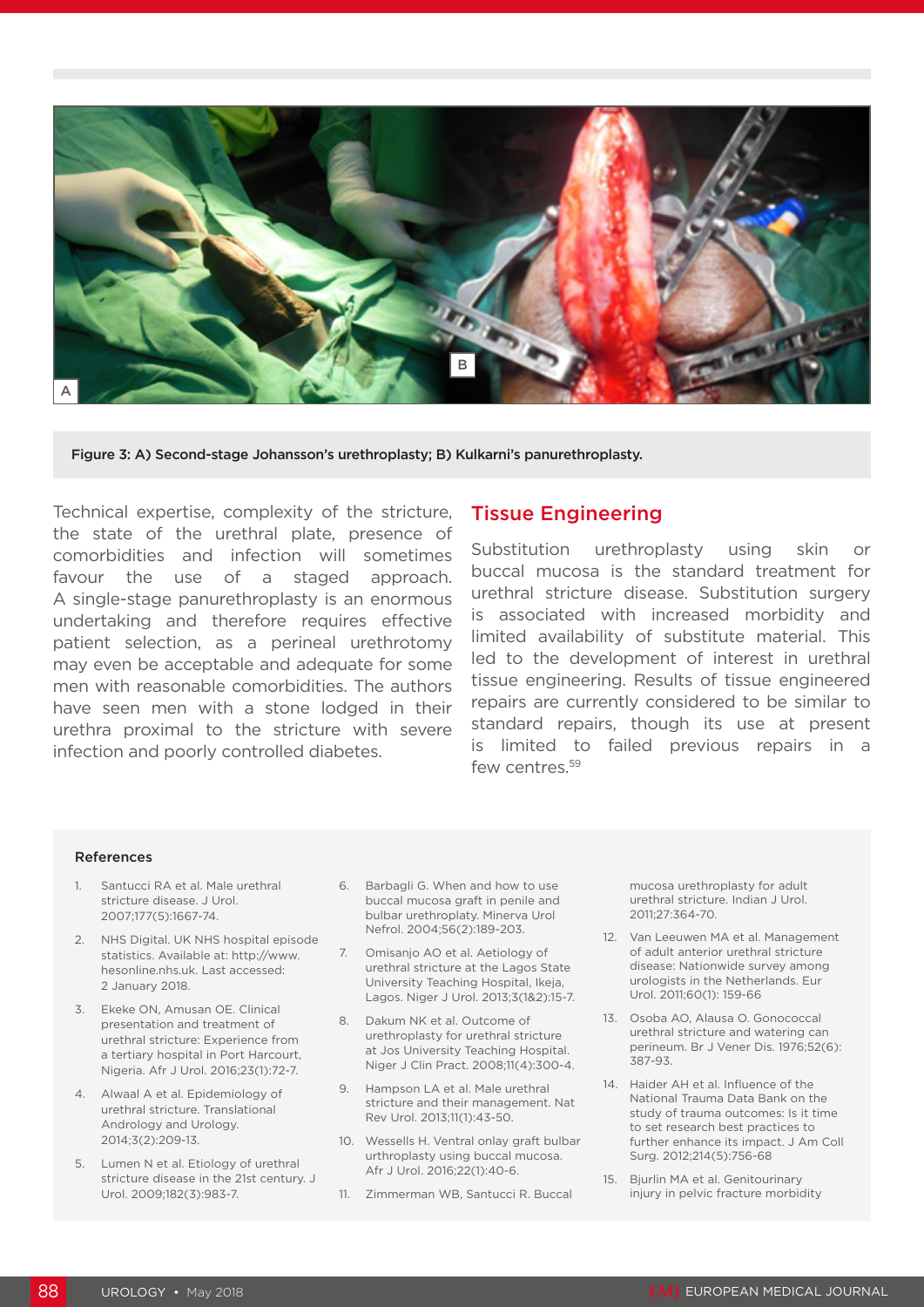Figure 3: A) Second-stage Johansson's urethroplasty; B) Kulkarni's panurethroplasty.

Technical expertise, complexity of the stricture, the state of the urethral plate, presence of comorbidities and infection will sometimes favour the use of a staged approach. A single-stage panurethroplasty is an enormous undertaking and therefore requires effective patient selection, as a perineal urethrotomy may even be acceptable and adequate for some men with reasonable comorbidities. The authors have seen men with a stone lodged in their urethra proximal to the stricture with severe infection and poorly controlled diabetes.

## Tissue Engineering

Substitution urethroplasty using skin or buccal mucosa is the standard treatment for urethral stricture disease. Substitution surgery is associated with increased morbidity and limited availability of substitute material. This led to the development of interest in urethral tissue engineering. Results of tissue engineered repairs are currently considered to be similar to standard repairs, though its use at present is limited to failed previous repairs in a few centres.[59]

### References

1. Santucci RA et al. Male urethral stricture disease. J Urol. 2007;177(5):1667-74.
2. NHS Digital. UK NHS hospital episode statistics. Available at: http://www.hesonline.nhs.uk. Last accessed: 2 January 2018.
3. Ekeke ON, Amusan OE. Clinical presentation and treatment of urethral stricture: Experience from a tertiary hospital in Port Harcourt, Nigeria. Afr J Urol. 2016;23(1):72-7.
4. Alwaal A et al. Epidemiology of urethral stricture. Translational Andrology and Urology. 2014;3(2):209-13.
5. Lumen N et al. Etiology of urethral stricture disease in the 21st century. J Urol. 2009;182(3):983-7.
6. Barbagli G. When and how to use buccal mucosa graft in penile and bulbar urethroplaty. Minerva Urol Nefrol. 2004;56(2):189-203.
7. Omisanjo AO et al. Aetiology of urethral stricture at the Lagos State University Teaching Hospital, Ikeja, Lagos. Niger J Urol. 2013;3(1&2):15-7.
8. Dakum NK et al. Outcome of urethroplasty for urethral stricture at Jos University Teaching Hospital. Niger J Clin Pract. 2008;11(4):300-4.
9. Hampson LA et al. Male urethral stricture and their management. Nat Rev Urol. 2013;11(1):43-50.
10. Wessells H. Ventral onlay graft bulbar urthroplasty using buccal mucosa. Afr J Urol. 2016;22(1):40-6.
11. Zimmerman WB, Santucci R. Buccal mucosa urethroplasty for adult urethral stricture. Indian J Urol. 2011;27:364-70.
12. Van Leeuwen MA et al. Management of adult anterior urethral stricture disease: Nationwide survey among urologists in the Netherlands. Eur Urol. 2011;60(1): 159-66
13. Osoba AO, Alausa O. Gonococcal urethral stricture and watering can perineum. Br J Vener Dis. 1976;52(6): 387-93.
14. Haider AH et al. Influence of the National Trauma Data Bank on the study of trauma outcomes: Is it time to set research best practices to further enhance its impact. J Am Coll Surg. 2012;214(5):756-68
15. Bjurlin MA et al. Genitourinary injury in pelvic fracture morbidity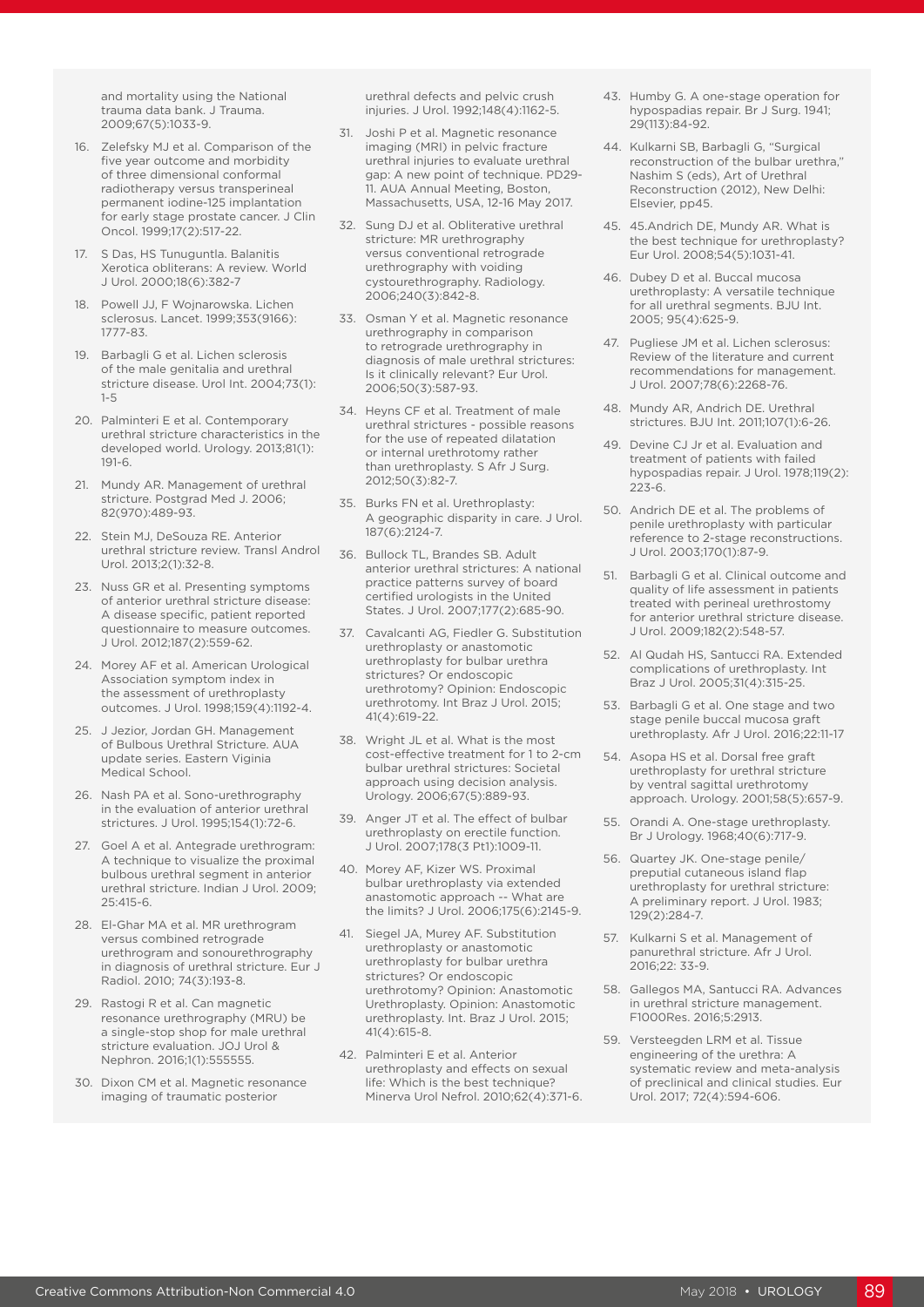and mortality using the National trauma data bank. J Trauma. 2009;67(5):1033-9.

16. Zelefsky MJ et al. Comparison of the five year outcome and morbidity of three dimensional conformal radiotherapy versus transperineal permanent iodine-125 implantation for early stage prostate cancer. J Clin Oncol. 1999;17(2):517-22.
17. S Das, HS Tunuguntla. Balanitis Xerotica obliterans: A review. World J Urol. 2000;18(6):382-7
18. Powell JJ, F Wojnarowska. Lichen sclerosus. Lancet. 1999;353(9166): 1777-83.
19. Barbagli G et al. Lichen sclerosis of the male genitalia and urethral stricture disease. Urol Int. 2004;73(1): 1-5
20. Palminteri E et al. Contemporary urethral stricture characteristics in the developed world. Urology. 2013;81(1): 191-6.
21. Mundy AR. Management of urethral stricture. Postgrad Med J. 2006; 82(970):489-93.
22. Stein MJ, DeSouza RE. Anterior urethral stricture review. Transl Androl Urol. 2013;2(1):32-8.
23. Nuss GR et al. Presenting symptoms of anterior urethral stricture disease: A disease specific, patient reported questionnaire to measure outcomes. J Urol. 2012;187(2):559-62.
24. Morey AF et al. American Urological Association symptom index in the assessment of urethroplasty outcomes. J Urol. 1998;159(4):1192-4.
25. J Jezior, Jordan GH. Management of Bulbous Urethral Stricture. AUA update series. Eastern Viginia Medical School.
26. Nash PA et al. Sono-urethrography in the evaluation of anterior urethral strictures. J Urol. 1995;154(1):72-6.
27. Goel A et al. Antegrade urethrogram: A technique to visualize the proximal bulbous urethral segment in anterior urethral stricture. Indian J Urol. 2009; 25:415-6.
28. El-Ghar MA et al. MR urethrogram versus combined retrograde urethrogram and sonourethrography in diagnosis of urethral stricture. Eur J Radiol. 2010; 74(3):193-8.
29. Rastogi R et al. Can magnetic resonance urethrography (MRU) be a single-stop shop for male urethral stricture evaluation. JOJ Urol & Nephron. 2016;1(1):555555.
30. Dixon CM et al. Magnetic resonance imaging of traumatic posterior urethral defects and pelvic crush injuries. J Urol. 1992;148(4):1162-5.
31. Joshi P et al. Magnetic resonance imaging (MRI) in pelvic fracture urethral injuries to evaluate urethral gap: A new point of technique. PD29-11. AUA Annual Meeting, Boston, Massachusetts, USA, 12-16 May 2017.
32. Sung DJ et al. Obliterative urethral stricture: MR urethrography versus conventional retrograde urethrography with voiding cystourethrography. Radiology. 2006;240(3):842-8.
33. Osman Y et al. Magnetic resonance urethrography in comparison to retrograde urethrography in diagnosis of male urethral strictures: Is it clinically relevant? Eur Urol. 2006;50(3):587-93.
34. Heyns CF et al. Treatment of male urethral strictures - possible reasons for the use of repeated dilatation or internal urethrotomy rather than urethroplasty. S Afr J Surg. 2012;50(3):82-7.
35. Burks FN et al. Urethroplasty: A geographic disparity in care. J Urol. 187(6):2124-7.
36. Bullock TL, Brandes SB. Adult anterior urethral strictures: A national practice patterns survey of board certified urologists in the United States. J Urol. 2007;177(2):685-90.
37. Cavalcanti AG, Fiedler G. Substitution urethroplasty or anastomotic urethroplasty for bulbar urethra strictures? Or endoscopic urethrotomy? Opinion: Endoscopic urethrotomy. Int Braz J Urol. 2015; 41(4):619-22.
38. Wright JL et al. What is the most cost-effective treatment for 1 to 2-cm bulbar urethral strictures: Societal approach using decision analysis. Urology. 2006;67(5):889-93.
39. Anger JT et al. The effect of bulbar urethroplasty on erectile function. J Urol. 2007;178(3 Pt1):1009-11.
40. Morey AF, Kizer WS. Proximal bulbar urethroplasty via extended anastomotic approach -- What are the limits? J Urol. 2006;175(6):2145-9.
41. Siegel JA, Murey AF. Substitution urethroplasty or anastomotic urethroplasty for bulbar urethra strictures? Or endoscopic urethrotomy? Opinion: Anastomotic Urethroplasty. Opinion: Anastomotic urethroplasty. Int. Braz J Urol. 2015; 41(4):615-8.
42. Palminteri E et al. Anterior urethroplasty and effects on sexual life: Which is the best technique? Minerva Urol Nefrol. 2010;62(4):371-6.
43. Humby G. A one-stage operation for hypospadias repair. Br J Surg. 1941; 29(113):84-92.
44. Kulkarni SB, Barbagli G, "Surgical reconstruction of the bulbar urethra," Nashim S (eds), Art of Urethral Reconstruction (2012), New Delhi: Elsevier, pp45.
45. 45.Andrich DE, Mundy AR. What is the best technique for urethroplasty? Eur Urol. 2008;54(5):1031-41.
46. Dubey D et al. Buccal mucosa urethroplasty: A versatile technique for all urethral segments. BJU Int. 2005; 95(4):625-9.
47. Pugliese JM et al. Lichen sclerosus: Review of the literature and current recommendations for management. J Urol. 2007;78(6):2268-76.
48. Mundy AR, Andrich DE. Urethral strictures. BJU Int. 2011;107(1):6-26.
49. Devine CJ Jr et al. Evaluation and treatment of patients with failed hypospadias repair. J Urol. 1978;119(2): 223-6.
50. Andrich DE et al. The problems of penile urethroplasty with particular reference to 2-stage reconstructions. J Urol. 2003;170(1):87-9.
51. Barbagli G et al. Clinical outcome and quality of life assessment in patients treated with perineal urethrostomy for anterior urethral stricture disease. J Urol. 2009;182(2):548-57.
52. Al Qudah HS, Santucci RA. Extended complications of urethroplasty. Int Braz J Urol. 2005;31(4):315-25.
53. Barbagli G et al. One stage and two stage penile buccal mucosa graft urethroplasty. Afr J Urol. 2016;22:11-17
54. Asopa HS et al. Dorsal free graft urethroplasty for urethral stricture by ventral sagittal urethrotomy approach. Urology. 2001;58(5):657-9.
55. Orandi A. One-stage urethroplasty. Br J Urology. 1968;40(6):717-9.
56. Quartey JK. One-stage penile/preputial cutaneous island flap urethroplasty for urethral stricture: A preliminary report. J Urol. 1983; 129(2):284-7.
57. Kulkarni S et al. Management of panurethral stricture. Afr J Urol. 2016;22: 33-9.
58. Gallegos MA, Santucci RA. Advances in urethral stricture management. F1000Res. 2016;5:2913.
59. Versteegden LRM et al. Tissue engineering of the urethra: A systematic review and meta-analysis of preclinical and clinical studies. Eur Urol. 2017; 72(4):594-606.